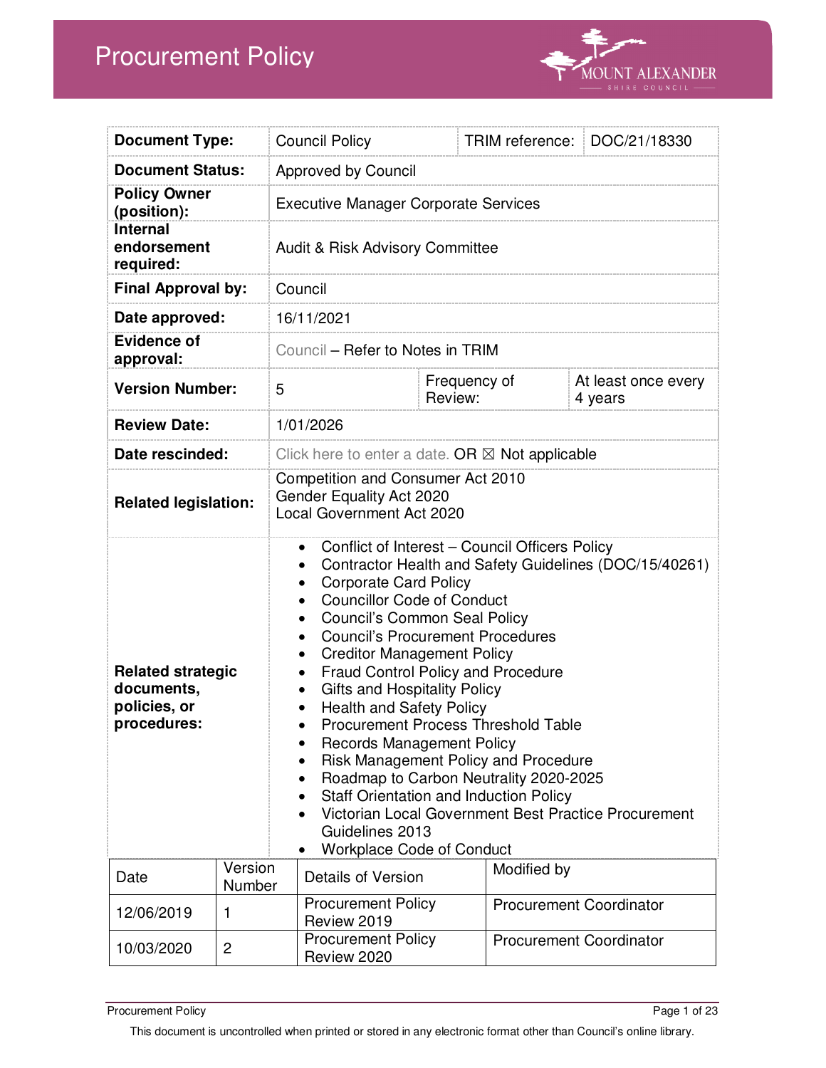# Procurement Policy

| Document Type: | Council Policy | TRIM reference: | DOC/21/18330 |
|---|---|---|---|
| Document Status: | Approved by Council | | |
| Policy Owner (position): | Executive Manager Corporate Services | | |
| Internal endorsement required: | Audit & Risk Advisory Committee | | |
| Final Approval by: | Council | | |
| Date approved: | 16/11/2021 | | |
| Evidence of approval: | Council – Refer to Notes in TRIM | | |
| Version Number: | 5 | Frequency of Review: | At least once every 4 years |
| Review Date: | 1/01/2026 | | |
| Date rescinded: | Click here to enter a date. OR ☒ Not applicable | | |
| Related legislation: | Competition and Consumer Act 2010<br>Gender Equality Act 2020<br>Local Government Act 2020 | | |
| Related strategic documents, policies, or procedures: | • Conflict of Interest – Council Officers Policy<br>• Contractor Health and Safety Guidelines (DOC/15/40261)<br>• Corporate Card Policy<br>• Councillor Code of Conduct<br>• Council's Common Seal Policy<br>• Council's Procurement Procedures<br>• Creditor Management Policy<br>• Fraud Control Policy and Procedure<br>• Gifts and Hospitality Policy<br>• Health and Safety Policy<br>• Procurement Process Threshold Table<br>• Records Management Policy<br>• Risk Management Policy and Procedure<br>• Roadmap to Carbon Neutrality 2020-2025<br>• Staff Orientation and Induction Policy<br>• Victorian Local Government Best Practice Procurement Guidelines 2013<br>• Workplace Code of Conduct | | |

| Date | Version Number | Details of Version | Modified by |
|---|---|---|---|
| 12/06/2019 | 1 | Procurement Policy Review 2019 | Procurement Coordinator |
| 10/03/2020 | 2 | Procurement Policy Review 2020 | Procurement Coordinator |

This document is uncontrolled when printed or stored in any electronic format other than Council's online library.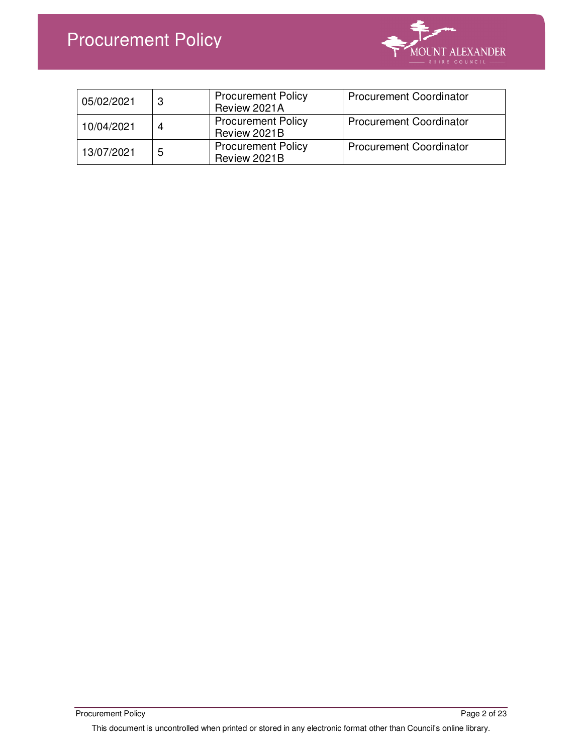| 05/02/2021 | 3 | Procurement Policy Review 2021A | Procurement Coordinator |
|---|---|---|---|
| 10/04/2021 | 4 | Procurement Policy Review 2021B | Procurement Coordinator |
| 13/07/2021 | 5 | Procurement Policy Review 2021B | Procurement Coordinator |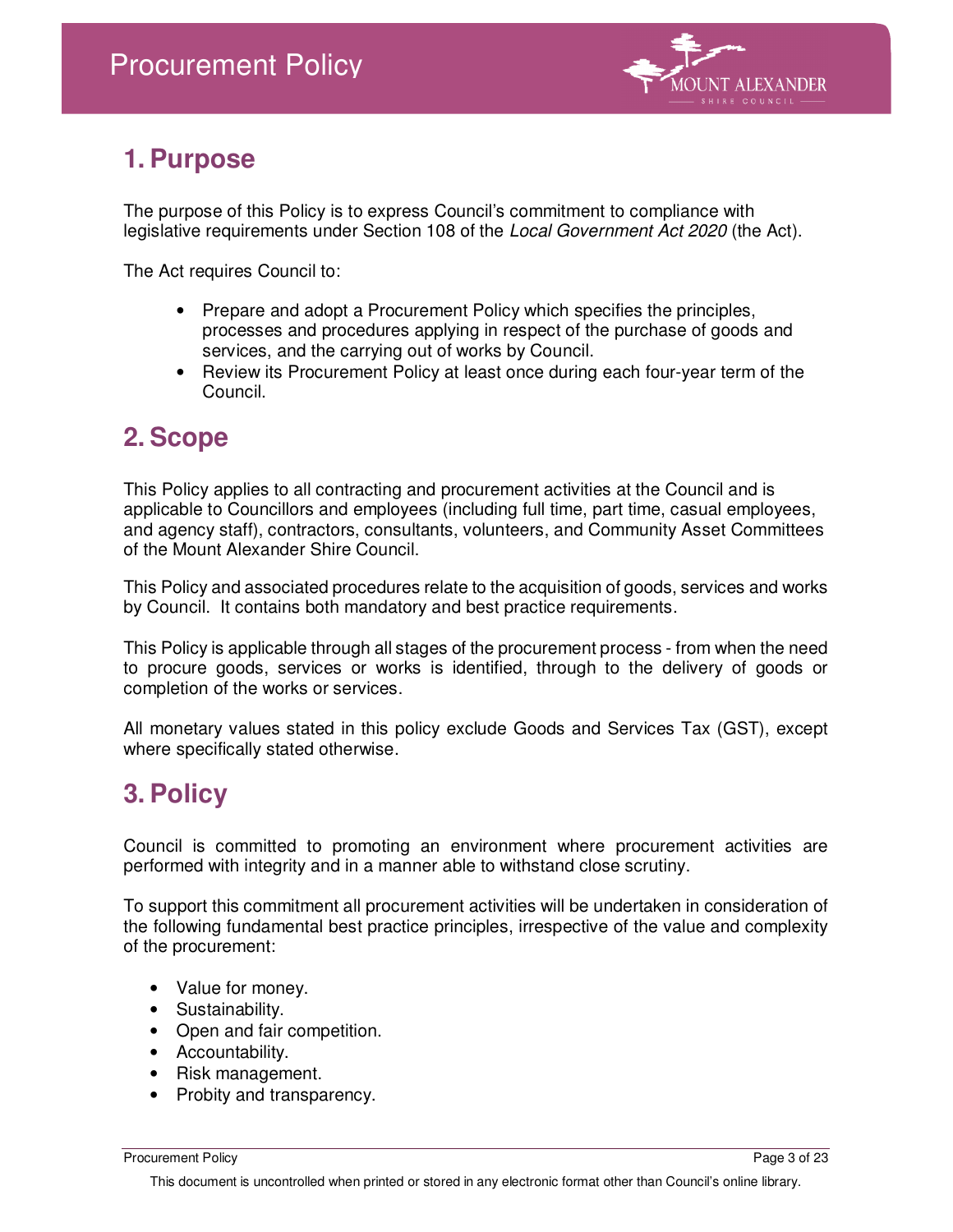# 1. Purpose

The purpose of this Policy is to express Council's commitment to compliance with legislative requirements under Section 108 of the *Local Government Act 2020* (the Act).

The Act requires Council to:

- Prepare and adopt a Procurement Policy which specifies the principles, processes and procedures applying in respect of the purchase of goods and services, and the carrying out of works by Council.
- Review its Procurement Policy at least once during each four-year term of the Council.

# 2. Scope

This Policy applies to all contracting and procurement activities at the Council and is applicable to Councillors and employees (including full time, part time, casual employees, and agency staff), contractors, consultants, volunteers, and Community Asset Committees of the Mount Alexander Shire Council.

This Policy and associated procedures relate to the acquisition of goods, services and works by Council. It contains both mandatory and best practice requirements.

This Policy is applicable through all stages of the procurement process - from when the need to procure goods, services or works is identified, through to the delivery of goods or completion of the works or services.

All monetary values stated in this policy exclude Goods and Services Tax (GST), except where specifically stated otherwise.

# 3. Policy

Council is committed to promoting an environment where procurement activities are performed with integrity and in a manner able to withstand close scrutiny.

To support this commitment all procurement activities will be undertaken in consideration of the following fundamental best practice principles, irrespective of the value and complexity of the procurement:

- Value for money.
- Sustainability.
- Open and fair competition.
- Accountability.
- Risk management.
- Probity and transparency.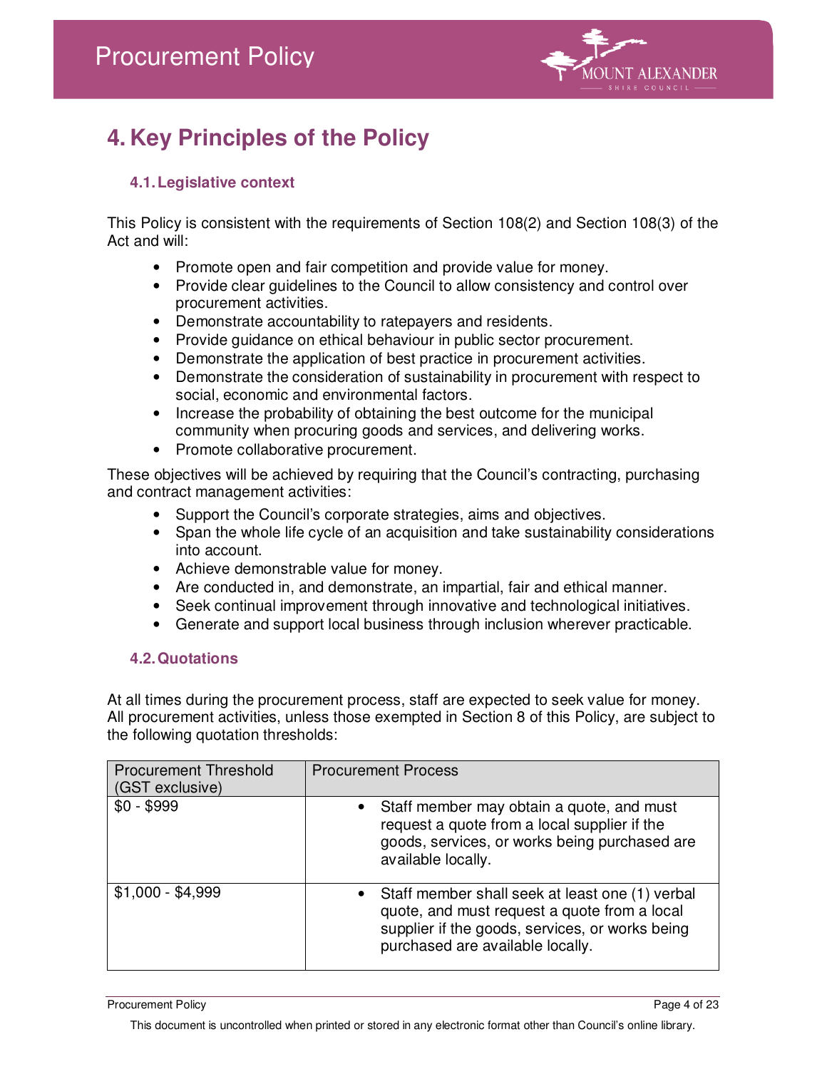# 4. Key Principles of the Policy

## 4.1. Legislative context

This Policy is consistent with the requirements of Section 108(2) and Section 108(3) of the Act and will:

- Promote open and fair competition and provide value for money.
- Provide clear guidelines to the Council to allow consistency and control over procurement activities.
- Demonstrate accountability to ratepayers and residents.
- Provide guidance on ethical behaviour in public sector procurement.
- Demonstrate the application of best practice in procurement activities.
- Demonstrate the consideration of sustainability in procurement with respect to social, economic and environmental factors.
- Increase the probability of obtaining the best outcome for the municipal community when procuring goods and services, and delivering works.
- Promote collaborative procurement.

These objectives will be achieved by requiring that the Council's contracting, purchasing and contract management activities:

- Support the Council's corporate strategies, aims and objectives.
- Span the whole life cycle of an acquisition and take sustainability considerations into account.
- Achieve demonstrable value for money.
- Are conducted in, and demonstrate, an impartial, fair and ethical manner.
- Seek continual improvement through innovative and technological initiatives.
- Generate and support local business through inclusion wherever practicable.

## 4.2. Quotations

At all times during the procurement process, staff are expected to seek value for money. All procurement activities, unless those exempted in Section 8 of this Policy, are subject to the following quotation thresholds:

| Procurement Threshold (GST exclusive) | Procurement Process |
| --- | --- |
| $0 - $999 | • Staff member may obtain a quote, and must request a quote from a local supplier if the goods, services, or works being purchased are available locally. |
| $1,000 - $4,999 | • Staff member shall seek at least one (1) verbal quote, and must request a quote from a local supplier if the goods, services, or works being purchased are available locally. |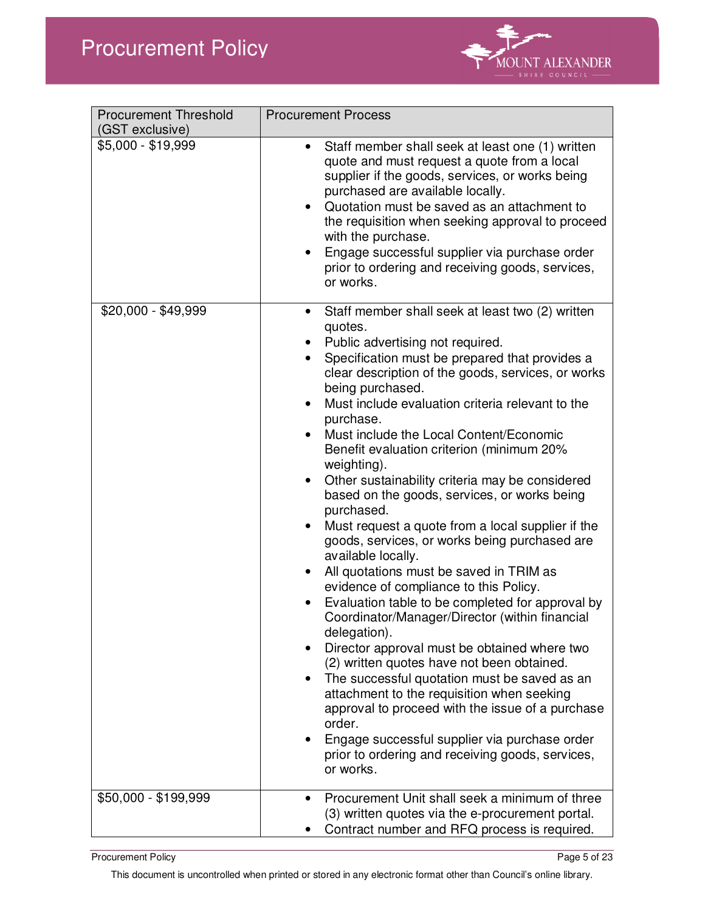| Procurement Threshold (GST exclusive) | Procurement Process |
|---|---|
| $5,000 - $19,999 | • Staff member shall seek at least one (1) written quote and must request a quote from a local supplier if the goods, services, or works being purchased are available locally.<br>• Quotation must be saved as an attachment to the requisition when seeking approval to proceed with the purchase.<br>• Engage successful supplier via purchase order prior to ordering and receiving goods, services, or works. |
| $20,000 - $49,999 | • Staff member shall seek at least two (2) written quotes.<br>• Public advertising not required.<br>• Specification must be prepared that provides a clear description of the goods, services, or works being purchased.<br>• Must include evaluation criteria relevant to the purchase.<br>• Must include the Local Content/Economic Benefit evaluation criterion (minimum 20% weighting).<br>• Other sustainability criteria may be considered based on the goods, services, or works being purchased.<br>• Must request a quote from a local supplier if the goods, services, or works being purchased are available locally.<br>• All quotations must be saved in TRIM as evidence of compliance to this Policy.<br>• Evaluation table to be completed for approval by Coordinator/Manager/Director (within financial delegation).<br>• Director approval must be obtained where two (2) written quotes have not been obtained.<br>• The successful quotation must be saved as an attachment to the requisition when seeking approval to proceed with the issue of a purchase order.<br>• Engage successful supplier via purchase order prior to ordering and receiving goods, services, or works. |
| $50,000 - $199,999 | • Procurement Unit shall seek a minimum of three (3) written quotes via the e-procurement portal.<br>• Contract number and RFQ process is required. |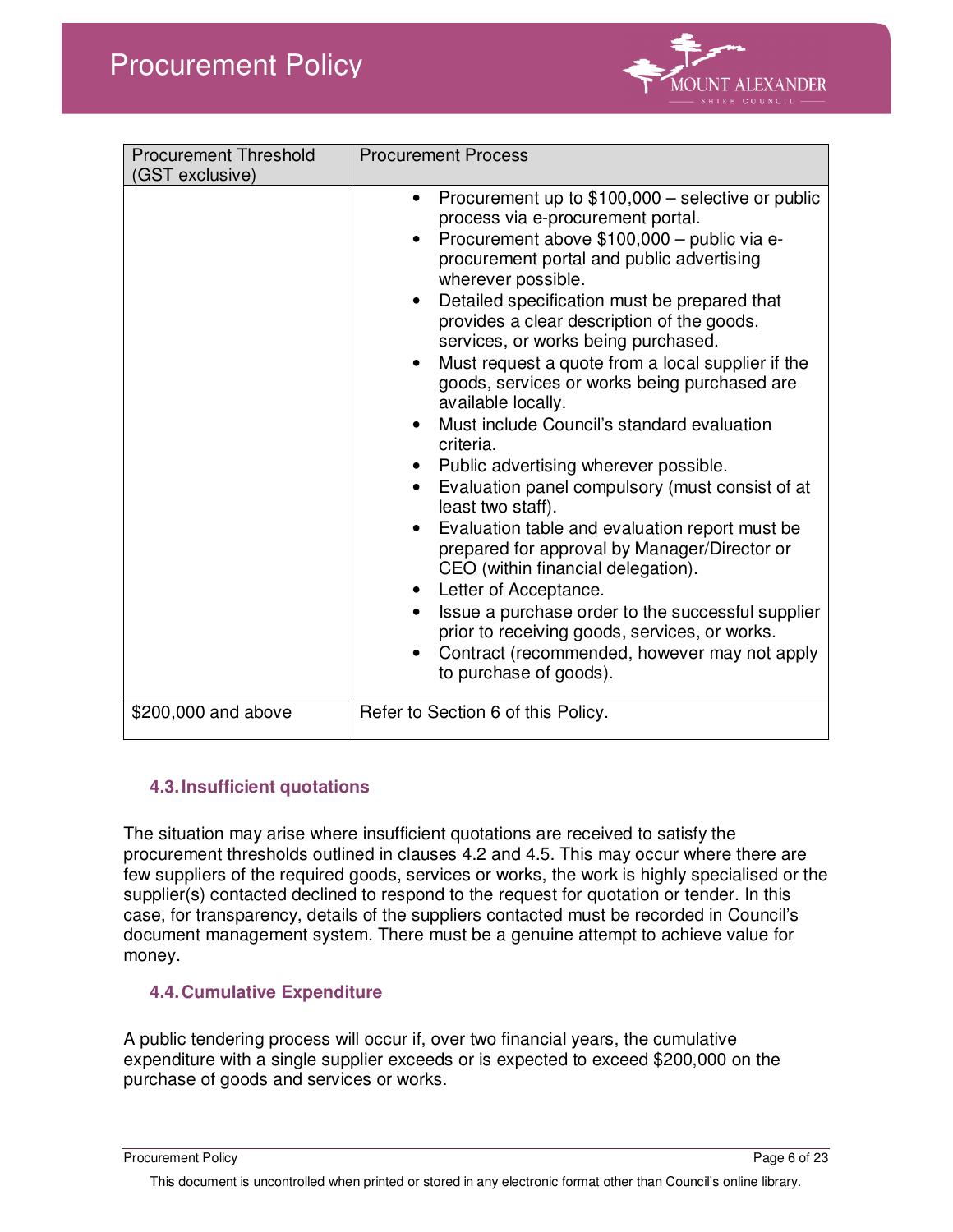| Procurement Threshold (GST exclusive) | Procurement Process |
|---|---|
| | • Procurement up to $100,000 – selective or public process via e-procurement portal.<br>• Procurement above $100,000 – public via e-procurement portal and public advertising wherever possible.<br>• Detailed specification must be prepared that provides a clear description of the goods, services, or works being purchased.<br>• Must request a quote from a local supplier if the goods, services or works being purchased are available locally.<br>• Must include Council's standard evaluation criteria.<br>• Public advertising wherever possible.<br>• Evaluation panel compulsory (must consist of at least two staff).<br>• Evaluation table and evaluation report must be prepared for approval by Manager/Director or CEO (within financial delegation).<br>• Letter of Acceptance.<br>• Issue a purchase order to the successful supplier prior to receiving goods, services, or works.<br>• Contract (recommended, however may not apply to purchase of goods). |
| $200,000 and above | Refer to Section 6 of this Policy. |

### 4.3. Insufficient quotations

The situation may arise where insufficient quotations are received to satisfy the procurement thresholds outlined in clauses 4.2 and 4.5. This may occur where there are few suppliers of the required goods, services or works, the work is highly specialised or the supplier(s) contacted declined to respond to the request for quotation or tender. In this case, for transparency, details of the suppliers contacted must be recorded in Council's document management system. There must be a genuine attempt to achieve value for money.

### 4.4. Cumulative Expenditure

A public tendering process will occur if, over two financial years, the cumulative expenditure with a single supplier exceeds or is expected to exceed $200,000 on the purchase of goods and services or works.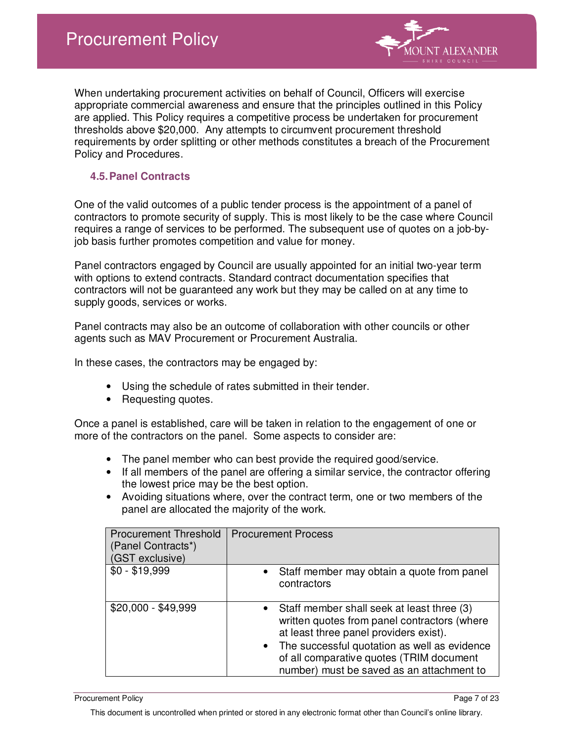When undertaking procurement activities on behalf of Council, Officers will exercise appropriate commercial awareness and ensure that the principles outlined in this Policy are applied. This Policy requires a competitive process be undertaken for procurement thresholds above $20,000. Any attempts to circumvent procurement threshold requirements by order splitting or other methods constitutes a breach of the Procurement Policy and Procedures.

### 4.5. Panel Contracts

One of the valid outcomes of a public tender process is the appointment of a panel of contractors to promote security of supply. This is most likely to be the case where Council requires a range of services to be performed. The subsequent use of quotes on a job-by-job basis further promotes competition and value for money.

Panel contractors engaged by Council are usually appointed for an initial two-year term with options to extend contracts. Standard contract documentation specifies that contractors will not be guaranteed any work but they may be called on at any time to supply goods, services or works.

Panel contracts may also be an outcome of collaboration with other councils or other agents such as MAV Procurement or Procurement Australia.

In these cases, the contractors may be engaged by:

- Using the schedule of rates submitted in their tender.
- Requesting quotes.

Once a panel is established, care will be taken in relation to the engagement of one or more of the contractors on the panel. Some aspects to consider are:

- The panel member who can best provide the required good/service.
- If all members of the panel are offering a similar service, the contractor offering the lowest price may be the best option.
- Avoiding situations where, over the contract term, one or two members of the panel are allocated the majority of the work.

| Procurement Threshold (Panel Contracts*) (GST exclusive) | Procurement Process |
|---|---|
| $0 - $19,999 | • Staff member may obtain a quote from panel contractors |
| $20,000 - $49,999 | • Staff member shall seek at least three (3) written quotes from panel contractors (where at least three panel providers exist).<br>• The successful quotation as well as evidence of all comparative quotes (TRIM document number) must be saved as an attachment to |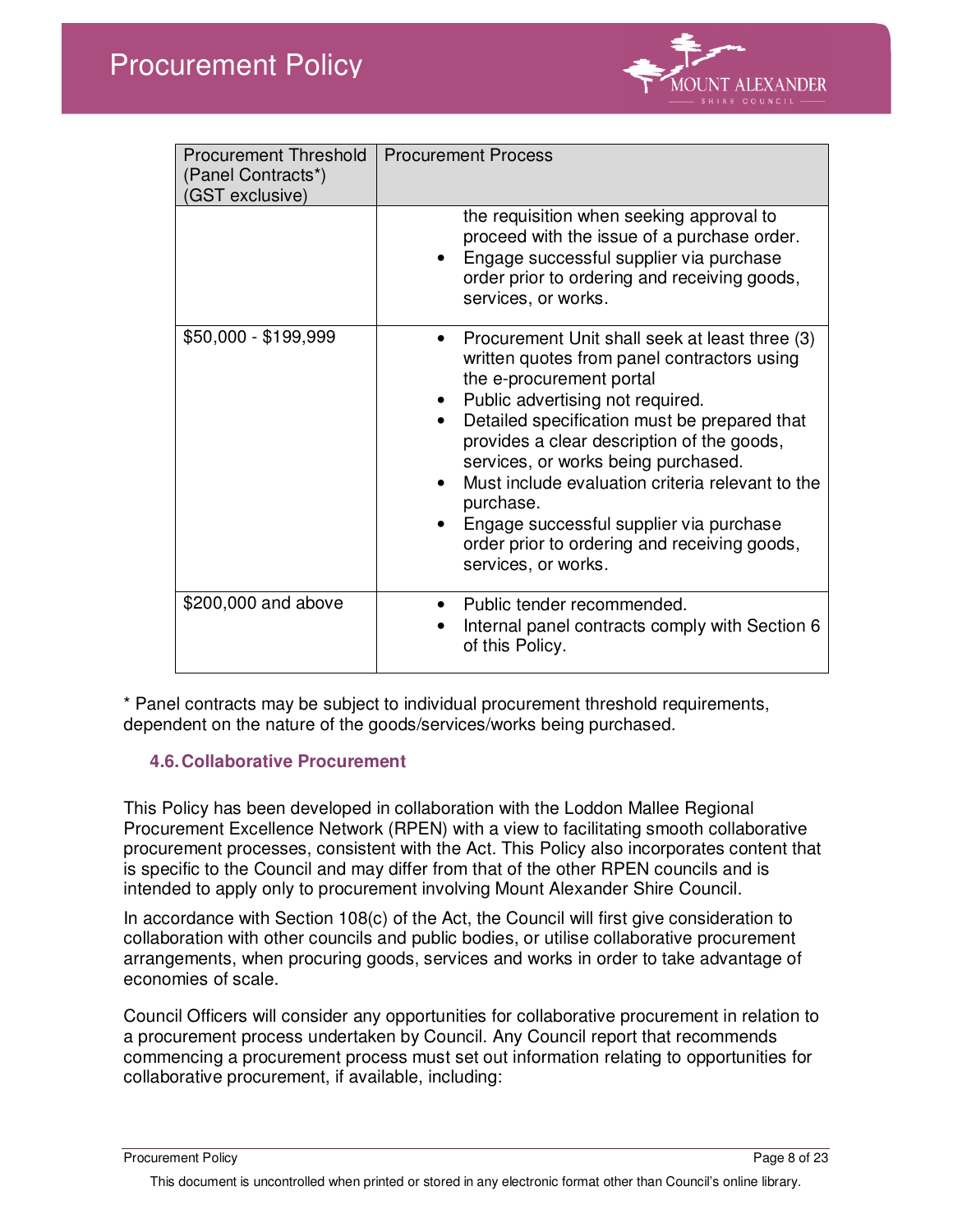| Procurement Threshold (Panel Contracts*) (GST exclusive) | Procurement Process |
|---|---|
| | the requisition when seeking approval to proceed with the issue of a purchase order.<br>• Engage successful supplier via purchase order prior to ordering and receiving goods, services, or works. |
| $50,000 - $199,999 | • Procurement Unit shall seek at least three (3) written quotes from panel contractors using the e-procurement portal<br>• Public advertising not required.<br>• Detailed specification must be prepared that provides a clear description of the goods, services, or works being purchased.<br>• Must include evaluation criteria relevant to the purchase.<br>• Engage successful supplier via purchase order prior to ordering and receiving goods, services, or works. |
| $200,000 and above | • Public tender recommended.<br>• Internal panel contracts comply with Section 6 of this Policy. |

* Panel contracts may be subject to individual procurement threshold requirements, dependent on the nature of the goods/services/works being purchased.

### 4.6. Collaborative Procurement

This Policy has been developed in collaboration with the Loddon Mallee Regional Procurement Excellence Network (RPEN) with a view to facilitating smooth collaborative procurement processes, consistent with the Act. This Policy also incorporates content that is specific to the Council and may differ from that of the other RPEN councils and is intended to apply only to procurement involving Mount Alexander Shire Council.

In accordance with Section 108(c) of the Act, the Council will first give consideration to collaboration with other councils and public bodies, or utilise collaborative procurement arrangements, when procuring goods, services and works in order to take advantage of economies of scale.

Council Officers will consider any opportunities for collaborative procurement in relation to a procurement process undertaken by Council. Any Council report that recommends commencing a procurement process must set out information relating to opportunities for collaborative procurement, if available, including: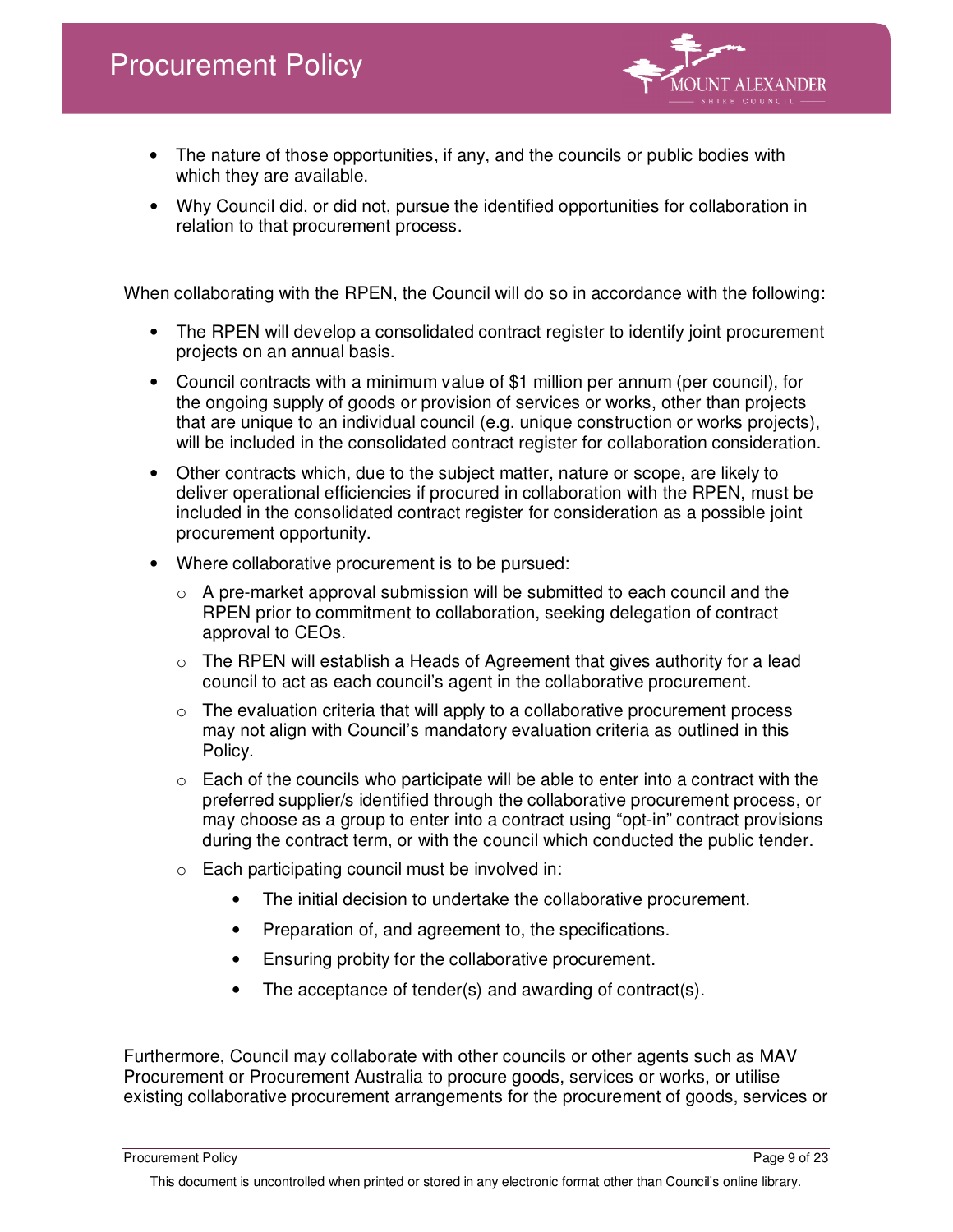- The nature of those opportunities, if any, and the councils or public bodies with which they are available.
- Why Council did, or did not, pursue the identified opportunities for collaboration in relation to that procurement process.

When collaborating with the RPEN, the Council will do so in accordance with the following:

- The RPEN will develop a consolidated contract register to identify joint procurement projects on an annual basis.
- Council contracts with a minimum value of $1 million per annum (per council), for the ongoing supply of goods or provision of services or works, other than projects that are unique to an individual council (e.g. unique construction or works projects), will be included in the consolidated contract register for collaboration consideration.
- Other contracts which, due to the subject matter, nature or scope, are likely to deliver operational efficiencies if procured in collaboration with the RPEN, must be included in the consolidated contract register for consideration as a possible joint procurement opportunity.
- Where collaborative procurement is to be pursued:
  - A pre-market approval submission will be submitted to each council and the RPEN prior to commitment to collaboration, seeking delegation of contract approval to CEOs.
  - The RPEN will establish a Heads of Agreement that gives authority for a lead council to act as each council's agent in the collaborative procurement.
  - The evaluation criteria that will apply to a collaborative procurement process may not align with Council's mandatory evaluation criteria as outlined in this Policy.
  - Each of the councils who participate will be able to enter into a contract with the preferred supplier/s identified through the collaborative procurement process, or may choose as a group to enter into a contract using "opt-in" contract provisions during the contract term, or with the council which conducted the public tender.
  - Each participating council must be involved in:
    - The initial decision to undertake the collaborative procurement.
    - Preparation of, and agreement to, the specifications.
    - Ensuring probity for the collaborative procurement.
    - The acceptance of tender(s) and awarding of contract(s).

Furthermore, Council may collaborate with other councils or other agents such as MAV Procurement or Procurement Australia to procure goods, services or works, or utilise existing collaborative procurement arrangements for the procurement of goods, services or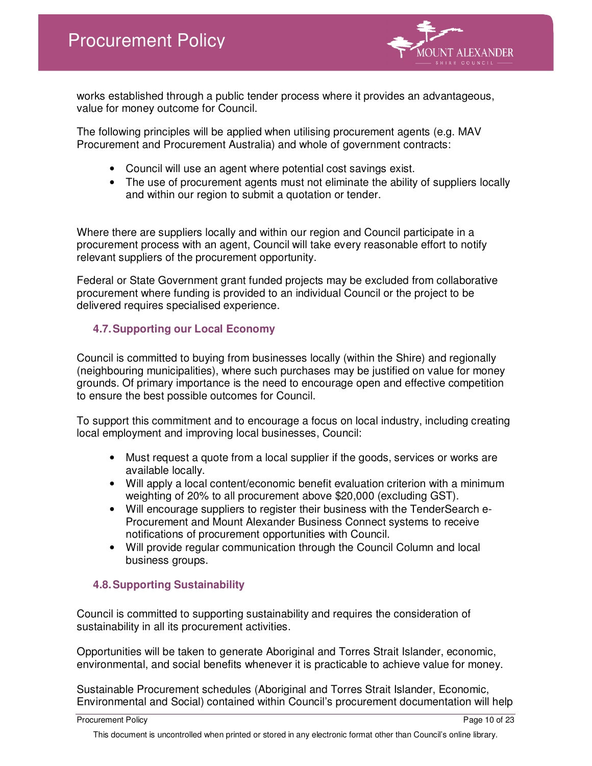works established through a public tender process where it provides an advantageous, value for money outcome for Council.

The following principles will be applied when utilising procurement agents (e.g. MAV Procurement and Procurement Australia) and whole of government contracts:

- Council will use an agent where potential cost savings exist.
- The use of procurement agents must not eliminate the ability of suppliers locally and within our region to submit a quotation or tender.

Where there are suppliers locally and within our region and Council participate in a procurement process with an agent, Council will take every reasonable effort to notify relevant suppliers of the procurement opportunity.

Federal or State Government grant funded projects may be excluded from collaborative procurement where funding is provided to an individual Council or the project to be delivered requires specialised experience.

### 4.7. Supporting our Local Economy

Council is committed to buying from businesses locally (within the Shire) and regionally (neighbouring municipalities), where such purchases may be justified on value for money grounds. Of primary importance is the need to encourage open and effective competition to ensure the best possible outcomes for Council.

To support this commitment and to encourage a focus on local industry, including creating local employment and improving local businesses, Council:

- Must request a quote from a local supplier if the goods, services or works are available locally.
- Will apply a local content/economic benefit evaluation criterion with a minimum weighting of 20% to all procurement above $20,000 (excluding GST).
- Will encourage suppliers to register their business with the TenderSearch e-Procurement and Mount Alexander Business Connect systems to receive notifications of procurement opportunities with Council.
- Will provide regular communication through the Council Column and local business groups.

### 4.8. Supporting Sustainability

Council is committed to supporting sustainability and requires the consideration of sustainability in all its procurement activities.

Opportunities will be taken to generate Aboriginal and Torres Strait Islander, economic, environmental, and social benefits whenever it is practicable to achieve value for money.

Sustainable Procurement schedules (Aboriginal and Torres Strait Islander, Economic, Environmental and Social) contained within Council's procurement documentation will help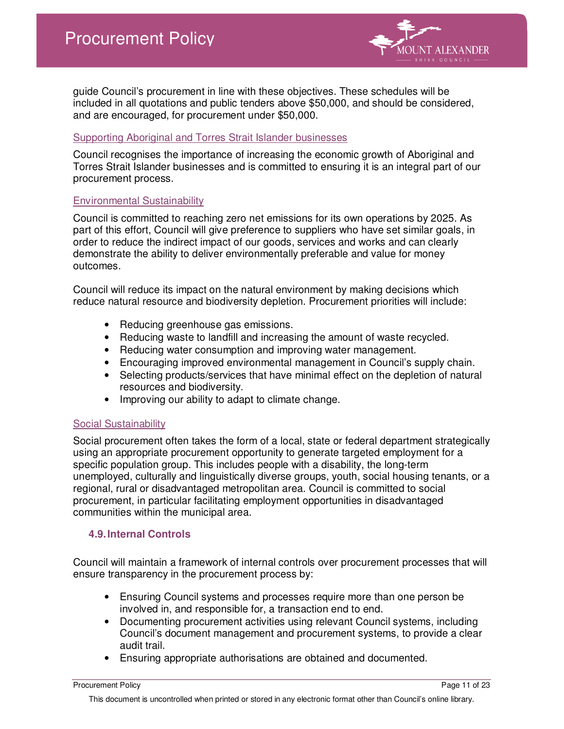guide Council's procurement in line with these objectives. These schedules will be included in all quotations and public tenders above $50,000, and should be considered, and are encouraged, for procurement under $50,000.

### Supporting Aboriginal and Torres Strait Islander businesses

Council recognises the importance of increasing the economic growth of Aboriginal and Torres Strait Islander businesses and is committed to ensuring it is an integral part of our procurement process.

### Environmental Sustainability

Council is committed to reaching zero net emissions for its own operations by 2025. As part of this effort, Council will give preference to suppliers who have set similar goals, in order to reduce the indirect impact of our goods, services and works and can clearly demonstrate the ability to deliver environmentally preferable and value for money outcomes.

Council will reduce its impact on the natural environment by making decisions which reduce natural resource and biodiversity depletion. Procurement priorities will include:

- Reducing greenhouse gas emissions.
- Reducing waste to landfill and increasing the amount of waste recycled.
- Reducing water consumption and improving water management.
- Encouraging improved environmental management in Council's supply chain.
- Selecting products/services that have minimal effect on the depletion of natural resources and biodiversity.
- Improving our ability to adapt to climate change.

### Social Sustainability

Social procurement often takes the form of a local, state or federal department strategically using an appropriate procurement opportunity to generate targeted employment for a specific population group. This includes people with a disability, the long-term unemployed, culturally and linguistically diverse groups, youth, social housing tenants, or a regional, rural or disadvantaged metropolitan area. Council is committed to social procurement, in particular facilitating employment opportunities in disadvantaged communities within the municipal area.

## 4.9. Internal Controls

Council will maintain a framework of internal controls over procurement processes that will ensure transparency in the procurement process by:

- Ensuring Council systems and processes require more than one person be involved in, and responsible for, a transaction end to end.
- Documenting procurement activities using relevant Council systems, including Council's document management and procurement systems, to provide a clear audit trail.
- Ensuring appropriate authorisations are obtained and documented.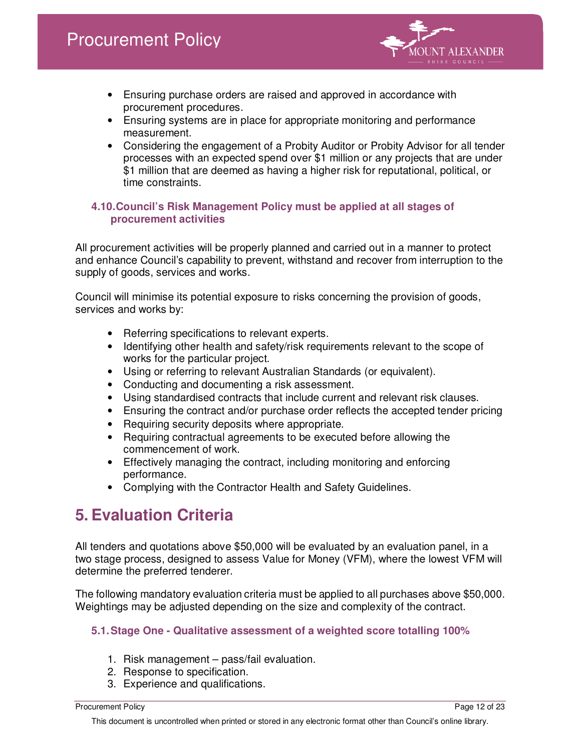- Ensuring purchase orders are raised and approved in accordance with procurement procedures.
- Ensuring systems are in place for appropriate monitoring and performance measurement.
- Considering the engagement of a Probity Auditor or Probity Advisor for all tender processes with an expected spend over $1 million or any projects that are under $1 million that are deemed as having a higher risk for reputational, political, or time constraints.

### 4.10. Council's Risk Management Policy must be applied at all stages of procurement activities

All procurement activities will be properly planned and carried out in a manner to protect and enhance Council's capability to prevent, withstand and recover from interruption to the supply of goods, services and works.

Council will minimise its potential exposure to risks concerning the provision of goods, services and works by:

- Referring specifications to relevant experts.
- Identifying other health and safety/risk requirements relevant to the scope of works for the particular project.
- Using or referring to relevant Australian Standards (or equivalent).
- Conducting and documenting a risk assessment.
- Using standardised contracts that include current and relevant risk clauses.
- Ensuring the contract and/or purchase order reflects the accepted tender pricing
- Requiring security deposits where appropriate.
- Requiring contractual agreements to be executed before allowing the commencement of work.
- Effectively managing the contract, including monitoring and enforcing performance.
- Complying with the Contractor Health and Safety Guidelines.

# 5. Evaluation Criteria

All tenders and quotations above $50,000 will be evaluated by an evaluation panel, in a two stage process, designed to assess Value for Money (VFM), where the lowest VFM will determine the preferred tenderer.

The following mandatory evaluation criteria must be applied to all purchases above $50,000. Weightings may be adjusted depending on the size and complexity of the contract.

### 5.1. Stage One - Qualitative assessment of a weighted score totalling 100%

1. Risk management – pass/fail evaluation.
2. Response to specification.
3. Experience and qualifications.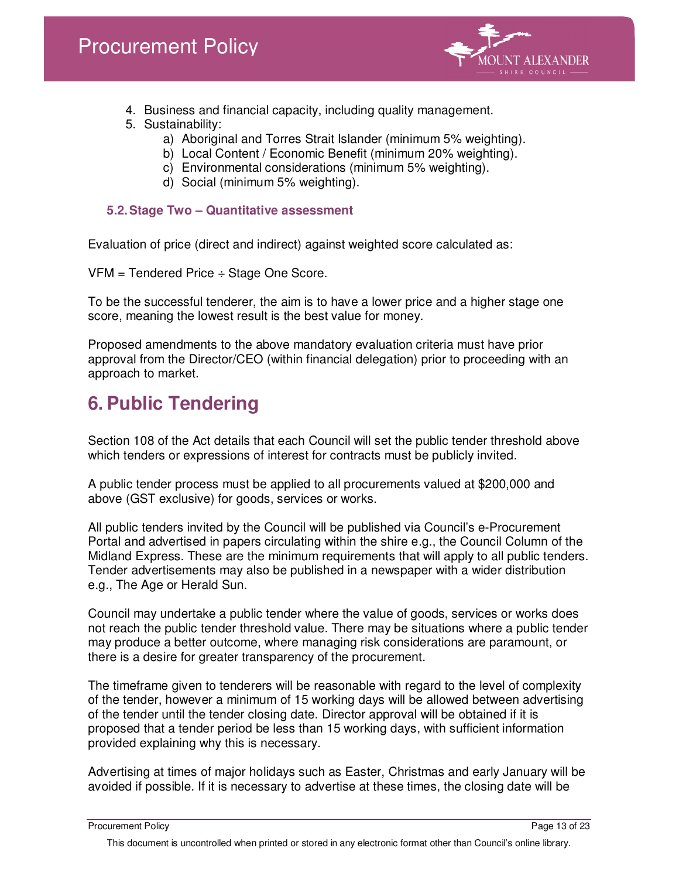4. Business and financial capacity, including quality management.
5. Sustainability:
    a) Aboriginal and Torres Strait Islander (minimum 5% weighting).
    b) Local Content / Economic Benefit (minimum 20% weighting).
    c) Environmental considerations (minimum 5% weighting).
    d) Social (minimum 5% weighting).

### 5.2. Stage Two – Quantitative assessment

Evaluation of price (direct and indirect) against weighted score calculated as:

VFM = Tendered Price ÷ Stage One Score.

To be the successful tenderer, the aim is to have a lower price and a higher stage one score, meaning the lowest result is the best value for money.

Proposed amendments to the above mandatory evaluation criteria must have prior approval from the Director/CEO (within financial delegation) prior to proceeding with an approach to market.

## 6. Public Tendering

Section 108 of the Act details that each Council will set the public tender threshold above which tenders or expressions of interest for contracts must be publicly invited.

A public tender process must be applied to all procurements valued at $200,000 and above (GST exclusive) for goods, services or works.

All public tenders invited by the Council will be published via Council's e-Procurement Portal and advertised in papers circulating within the shire e.g., the Council Column of the Midland Express. These are the minimum requirements that will apply to all public tenders. Tender advertisements may also be published in a newspaper with a wider distribution e.g., The Age or Herald Sun.

Council may undertake a public tender where the value of goods, services or works does not reach the public tender threshold value. There may be situations where a public tender may produce a better outcome, where managing risk considerations are paramount, or there is a desire for greater transparency of the procurement.

The timeframe given to tenderers will be reasonable with regard to the level of complexity of the tender, however a minimum of 15 working days will be allowed between advertising of the tender until the tender closing date. Director approval will be obtained if it is proposed that a tender period be less than 15 working days, with sufficient information provided explaining why this is necessary.

Advertising at times of major holidays such as Easter, Christmas and early January will be avoided if possible. If it is necessary to advertise at these times, the closing date will be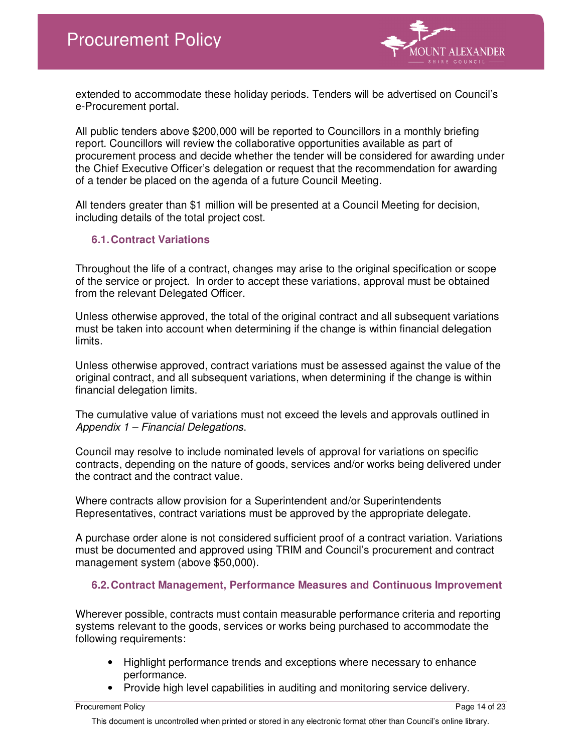extended to accommodate these holiday periods. Tenders will be advertised on Council's e-Procurement portal.

All public tenders above $200,000 will be reported to Councillors in a monthly briefing report. Councillors will review the collaborative opportunities available as part of procurement process and decide whether the tender will be considered for awarding under the Chief Executive Officer's delegation or request that the recommendation for awarding of a tender be placed on the agenda of a future Council Meeting.

All tenders greater than $1 million will be presented at a Council Meeting for decision, including details of the total project cost.

### 6.1. Contract Variations

Throughout the life of a contract, changes may arise to the original specification or scope of the service or project. In order to accept these variations, approval must be obtained from the relevant Delegated Officer.

Unless otherwise approved, the total of the original contract and all subsequent variations must be taken into account when determining if the change is within financial delegation limits.

Unless otherwise approved, contract variations must be assessed against the value of the original contract, and all subsequent variations, when determining if the change is within financial delegation limits.

The cumulative value of variations must not exceed the levels and approvals outlined in *Appendix 1 – Financial Delegations*.

Council may resolve to include nominated levels of approval for variations on specific contracts, depending on the nature of goods, services and/or works being delivered under the contract and the contract value.

Where contracts allow provision for a Superintendent and/or Superintendents Representatives, contract variations must be approved by the appropriate delegate.

A purchase order alone is not considered sufficient proof of a contract variation. Variations must be documented and approved using TRIM and Council's procurement and contract management system (above $50,000).

### 6.2. Contract Management, Performance Measures and Continuous Improvement

Wherever possible, contracts must contain measurable performance criteria and reporting systems relevant to the goods, services or works being purchased to accommodate the following requirements:

- Highlight performance trends and exceptions where necessary to enhance performance.
- Provide high level capabilities in auditing and monitoring service delivery.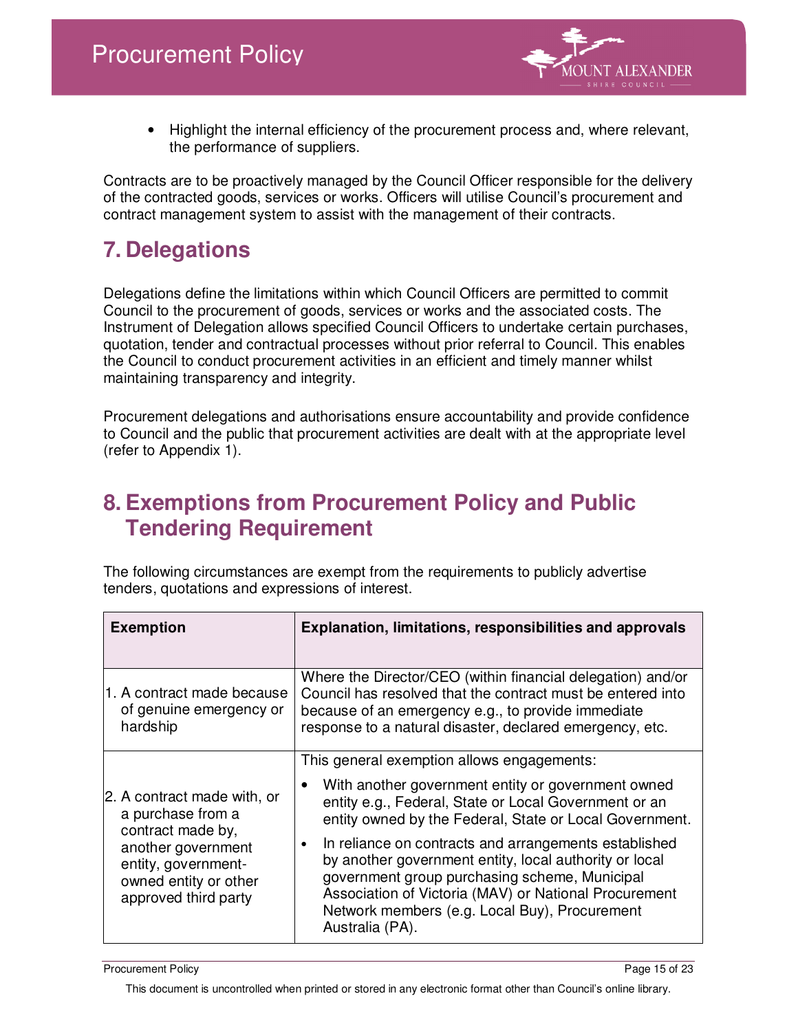- Highlight the internal efficiency of the procurement process and, where relevant, the performance of suppliers.

Contracts are to be proactively managed by the Council Officer responsible for the delivery of the contracted goods, services or works. Officers will utilise Council's procurement and contract management system to assist with the management of their contracts.

# 7. Delegations

Delegations define the limitations within which Council Officers are permitted to commit Council to the procurement of goods, services or works and the associated costs. The Instrument of Delegation allows specified Council Officers to undertake certain purchases, quotation, tender and contractual processes without prior referral to Council. This enables the Council to conduct procurement activities in an efficient and timely manner whilst maintaining transparency and integrity.

Procurement delegations and authorisations ensure accountability and provide confidence to Council and the public that procurement activities are dealt with at the appropriate level (refer to Appendix 1).

# 8. Exemptions from Procurement Policy and Public Tendering Requirement

The following circumstances are exempt from the requirements to publicly advertise tenders, quotations and expressions of interest.

| Exemption | Explanation, limitations, responsibilities and approvals |
|---|---|
| 1. A contract made because of genuine emergency or hardship | Where the Director/CEO (within financial delegation) and/or Council has resolved that the contract must be entered into because of an emergency e.g., to provide immediate response to a natural disaster, declared emergency, etc. |
| 2. A contract made with, or a purchase from a contract made by, another government entity, government-owned entity or other approved third party | This general exemption allows engagements:<br>• With another government entity or government owned entity e.g., Federal, State or Local Government or an entity owned by the Federal, State or Local Government.<br>• In reliance on contracts and arrangements established by another government entity, local authority or local government group purchasing scheme, Municipal Association of Victoria (MAV) or National Procurement Network members (e.g. Local Buy), Procurement Australia (PA). |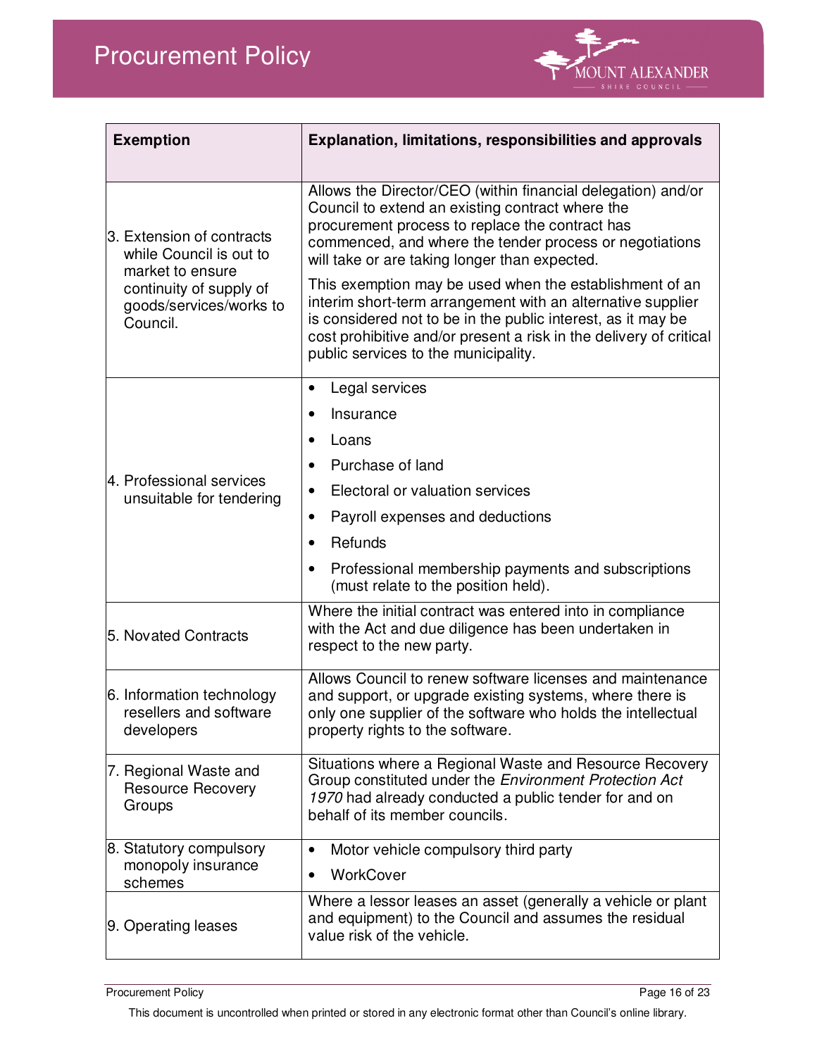| Exemption | Explanation, limitations, responsibilities and approvals |
|---|---|
| 3. Extension of contracts while Council is out to market to ensure continuity of supply of goods/services/works to Council. | Allows the Director/CEO (within financial delegation) and/or Council to extend an existing contract where the procurement process to replace the contract has commenced, and where the tender process or negotiations will take or are taking longer than expected. This exemption may be used when the establishment of an interim short-term arrangement with an alternative supplier is considered not to be in the public interest, as it may be cost prohibitive and/or present a risk in the delivery of critical public services to the municipality. |
| 4. Professional services unsuitable for tendering | • Legal services<br>• Insurance<br>• Loans<br>• Purchase of land<br>• Electoral or valuation services<br>• Payroll expenses and deductions<br>• Refunds<br>• Professional membership payments and subscriptions (must relate to the position held). |
| 5. Novated Contracts | Where the initial contract was entered into in compliance with the Act and due diligence has been undertaken in respect to the new party. |
| 6. Information technology resellers and software developers | Allows Council to renew software licenses and maintenance and support, or upgrade existing systems, where there is only one supplier of the software who holds the intellectual property rights to the software. |
| 7. Regional Waste and Resource Recovery Groups | Situations where a Regional Waste and Resource Recovery Group constituted under the *Environment Protection Act 1970* had already conducted a public tender for and on behalf of its member councils. |
| 8. Statutory compulsory monopoly insurance schemes | • Motor vehicle compulsory third party<br>• WorkCover |
| 9. Operating leases | Where a lessor leases an asset (generally a vehicle or plant and equipment) to the Council and assumes the residual value risk of the vehicle. |

This document is uncontrolled when printed or stored in any electronic format other than Council's online library.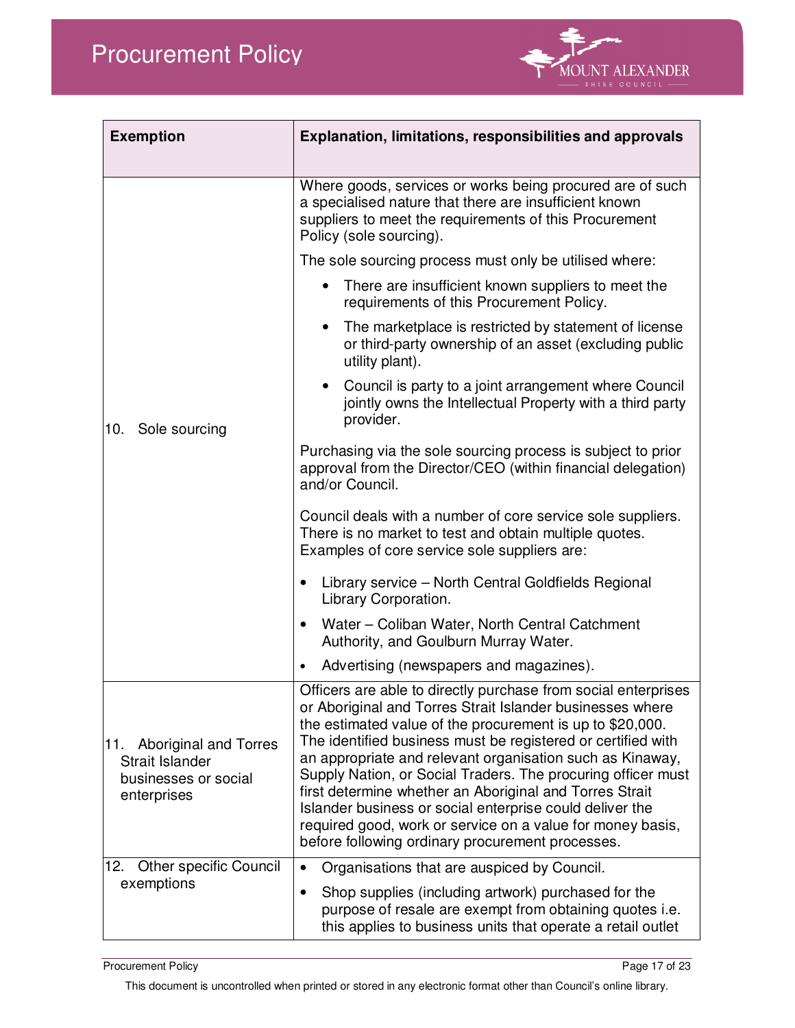| Exemption | Explanation, limitations, responsibilities and approvals |
|---|---|
| 10. Sole sourcing | Where goods, services or works being procured are of such a specialised nature that there are insufficient known suppliers to meet the requirements of this Procurement Policy (sole sourcing).<br><br>The sole sourcing process must only be utilised where:<br>• There are insufficient known suppliers to meet the requirements of this Procurement Policy.<br>• The marketplace is restricted by statement of license or third-party ownership of an asset (excluding public utility plant).<br>• Council is party to a joint arrangement where Council jointly owns the Intellectual Property with a third party provider.<br><br>Purchasing via the sole sourcing process is subject to prior approval from the Director/CEO (within financial delegation) and/or Council.<br><br>Council deals with a number of core service sole suppliers. There is no market to test and obtain multiple quotes. Examples of core service sole suppliers are:<br>• Library service – North Central Goldfields Regional Library Corporation.<br>• Water – Coliban Water, North Central Catchment Authority, and Goulburn Murray Water.<br>• Advertising (newspapers and magazines). |
| 11. Aboriginal and Torres Strait Islander businesses or social enterprises | Officers are able to directly purchase from social enterprises or Aboriginal and Torres Strait Islander businesses where the estimated value of the procurement is up to $20,000. The identified business must be registered or certified with an appropriate and relevant organisation such as Kinaway, Supply Nation, or Social Traders. The procuring officer must first determine whether an Aboriginal and Torres Strait Islander business or social enterprise could deliver the required good, work or service on a value for money basis, before following ordinary procurement processes. |
| 12. Other specific Council exemptions | • Organisations that are auspiced by Council.<br>• Shop supplies (including artwork) purchased for the purpose of resale are exempt from obtaining quotes i.e. this applies to business units that operate a retail outlet |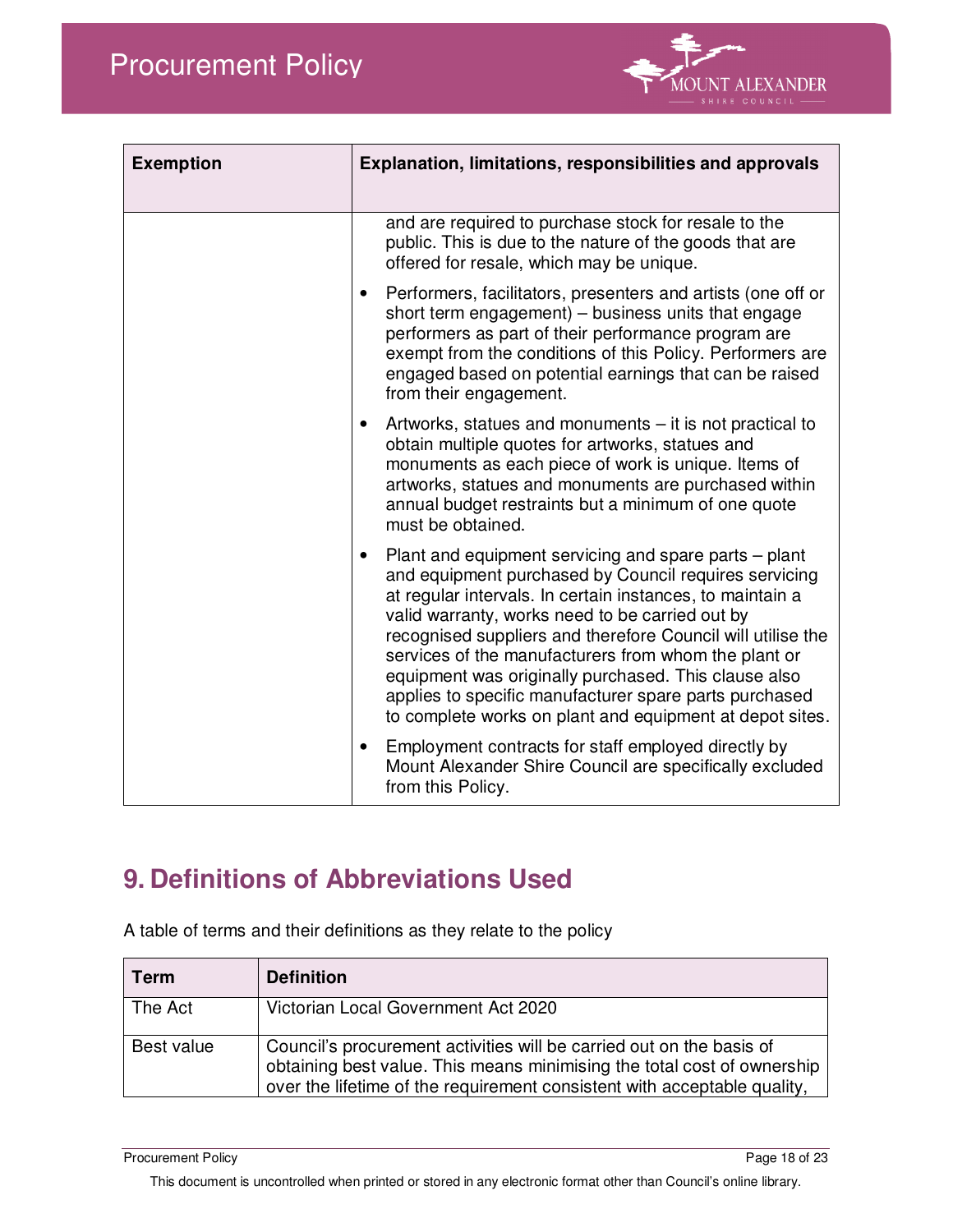| Exemption | Explanation, limitations, responsibilities and approvals |
| --- | --- |
| | and are required to purchase stock for resale to the public. This is due to the nature of the goods that are offered for resale, which may be unique.<br>• Performers, facilitators, presenters and artists (one off or short term engagement) – business units that engage performers as part of their performance program are exempt from the conditions of this Policy. Performers are engaged based on potential earnings that can be raised from their engagement.<br>• Artworks, statues and monuments – it is not practical to obtain multiple quotes for artworks, statues and monuments as each piece of work is unique. Items of artworks, statues and monuments are purchased within annual budget restraints but a minimum of one quote must be obtained.<br>• Plant and equipment servicing and spare parts – plant and equipment purchased by Council requires servicing at regular intervals. In certain instances, to maintain a valid warranty, works need to be carried out by recognised suppliers and therefore Council will utilise the services of the manufacturers from whom the plant or equipment was originally purchased. This clause also applies to specific manufacturer spare parts purchased to complete works on plant and equipment at depot sites.<br>• Employment contracts for staff employed directly by Mount Alexander Shire Council are specifically excluded from this Policy. |

# 9. Definitions of Abbreviations Used

A table of terms and their definitions as they relate to the policy

| Term | Definition |
| --- | --- |
| The Act | Victorian Local Government Act 2020 |
| Best value | Council's procurement activities will be carried out on the basis of obtaining best value. This means minimising the total cost of ownership over the lifetime of the requirement consistent with acceptable quality, |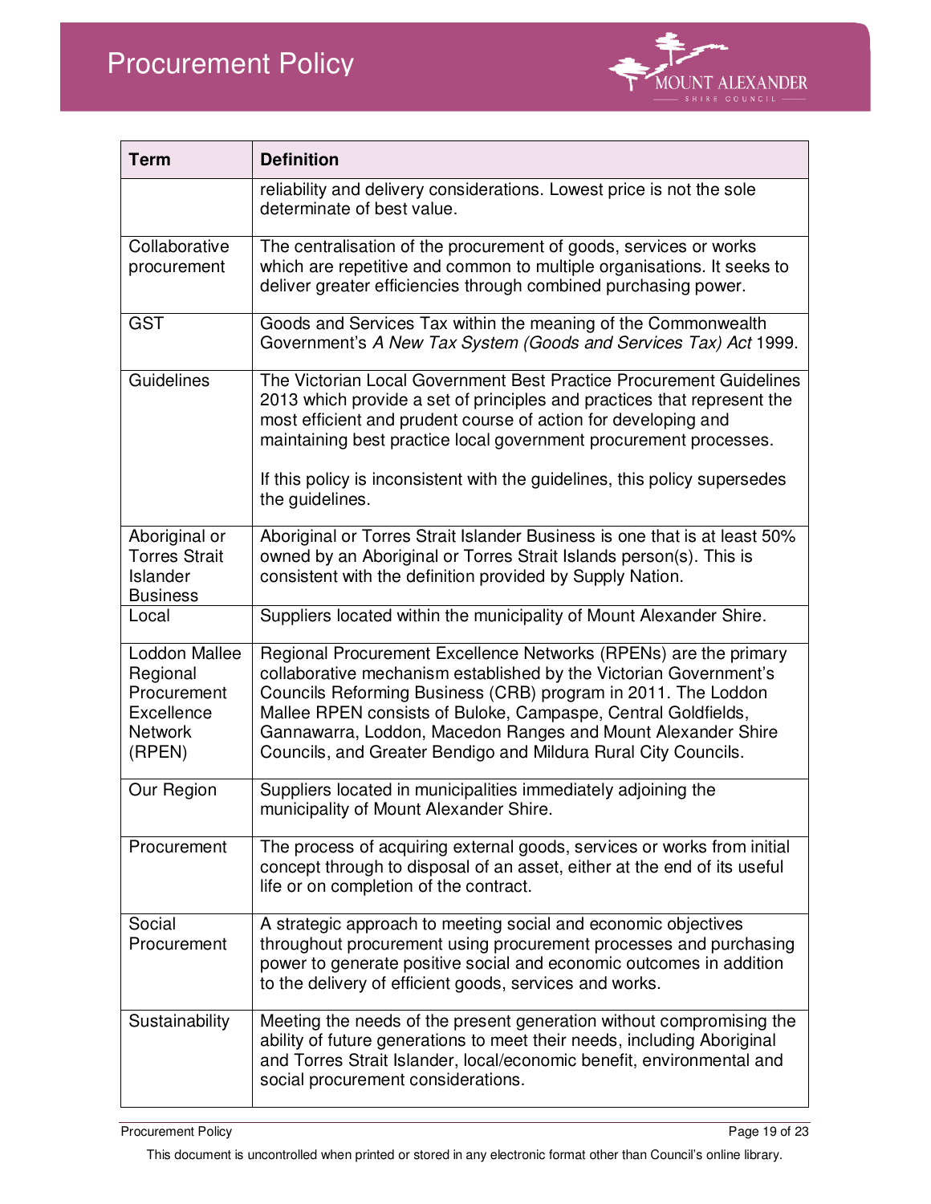| Term | Definition |
| --- | --- |
| | reliability and delivery considerations. Lowest price is not the sole determinate of best value. |
| Collaborative procurement | The centralisation of the procurement of goods, services or works which are repetitive and common to multiple organisations. It seeks to deliver greater efficiencies through combined purchasing power. |
| GST | Goods and Services Tax within the meaning of the Commonwealth Government's *A New Tax System (Goods and Services Tax) Act* 1999. |
| Guidelines | The Victorian Local Government Best Practice Procurement Guidelines 2013 which provide a set of principles and practices that represent the most efficient and prudent course of action for developing and maintaining best practice local government procurement processes.<br><br>If this policy is inconsistent with the guidelines, this policy supersedes the guidelines. |
| Aboriginal or Torres Strait Islander Business | Aboriginal or Torres Strait Islander Business is one that is at least 50% owned by an Aboriginal or Torres Strait Islands person(s). This is consistent with the definition provided by Supply Nation. |
| Local | Suppliers located within the municipality of Mount Alexander Shire. |
| Loddon Mallee Regional Procurement Excellence Network (RPEN) | Regional Procurement Excellence Networks (RPENs) are the primary collaborative mechanism established by the Victorian Government's Councils Reforming Business (CRB) program in 2011. The Loddon Mallee RPEN consists of Buloke, Campaspe, Central Goldfields, Gannawarra, Loddon, Macedon Ranges and Mount Alexander Shire Councils, and Greater Bendigo and Mildura Rural City Councils. |
| Our Region | Suppliers located in municipalities immediately adjoining the municipality of Mount Alexander Shire. |
| Procurement | The process of acquiring external goods, services or works from initial concept through to disposal of an asset, either at the end of its useful life or on completion of the contract. |
| Social Procurement | A strategic approach to meeting social and economic objectives throughout procurement using procurement processes and purchasing power to generate positive social and economic outcomes in addition to the delivery of efficient goods, services and works. |
| Sustainability | Meeting the needs of the present generation without compromising the ability of future generations to meet their needs, including Aboriginal and Torres Strait Islander, local/economic benefit, environmental and social procurement considerations. |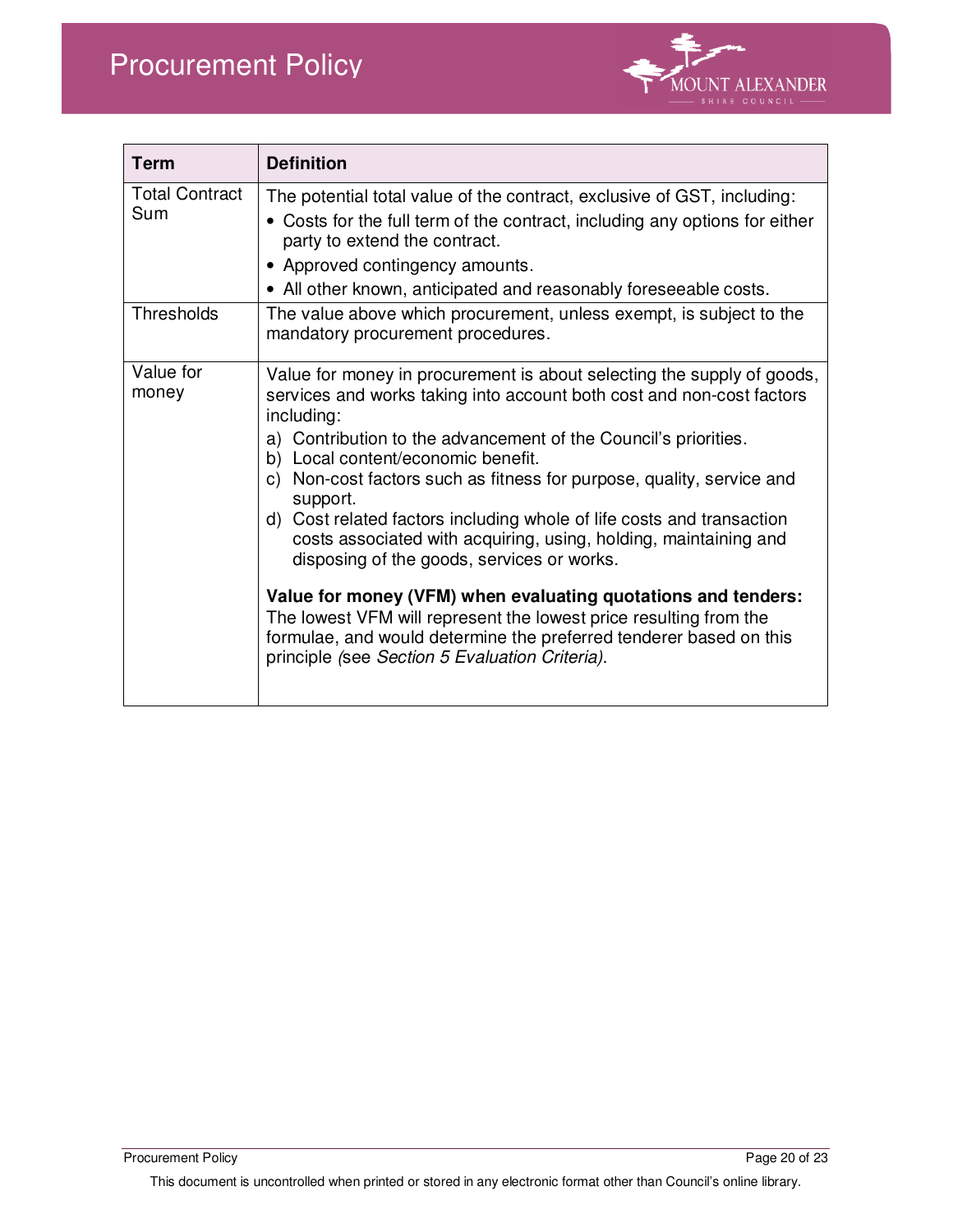| Term | Definition |
| --- | --- |
| Total Contract Sum | The potential total value of the contract, exclusive of GST, including:<br>• Costs for the full term of the contract, including any options for either party to extend the contract.<br>• Approved contingency amounts.<br>• All other known, anticipated and reasonably foreseeable costs. |
| Thresholds | The value above which procurement, unless exempt, is subject to the mandatory procurement procedures. |
| Value for money | Value for money in procurement is about selecting the supply of goods, services and works taking into account both cost and non-cost factors including:<br>a) Contribution to the advancement of the Council's priorities.<br>b) Local content/economic benefit.<br>c) Non-cost factors such as fitness for purpose, quality, service and support.<br>d) Cost related factors including whole of life costs and transaction costs associated with acquiring, using, holding, maintaining and disposing of the goods, services or works.<br><br>**Value for money (VFM) when evaluating quotations and tenders:**<br>The lowest VFM will represent the lowest price resulting from the formulae, and would determine the preferred tenderer based on this principle *(*see *Section 5 Evaluation Criteria)*. |

This document is uncontrolled when printed or stored in any electronic format other than Council's online library.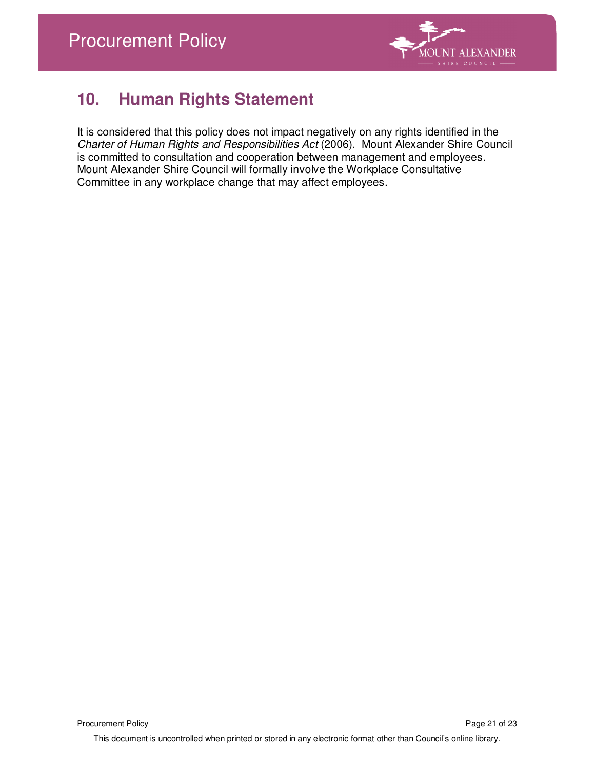## 10. Human Rights Statement

It is considered that this policy does not impact negatively on any rights identified in the *Charter of Human Rights and Responsibilities Act* (2006). Mount Alexander Shire Council is committed to consultation and cooperation between management and employees. Mount Alexander Shire Council will formally involve the Workplace Consultative Committee in any workplace change that may affect employees.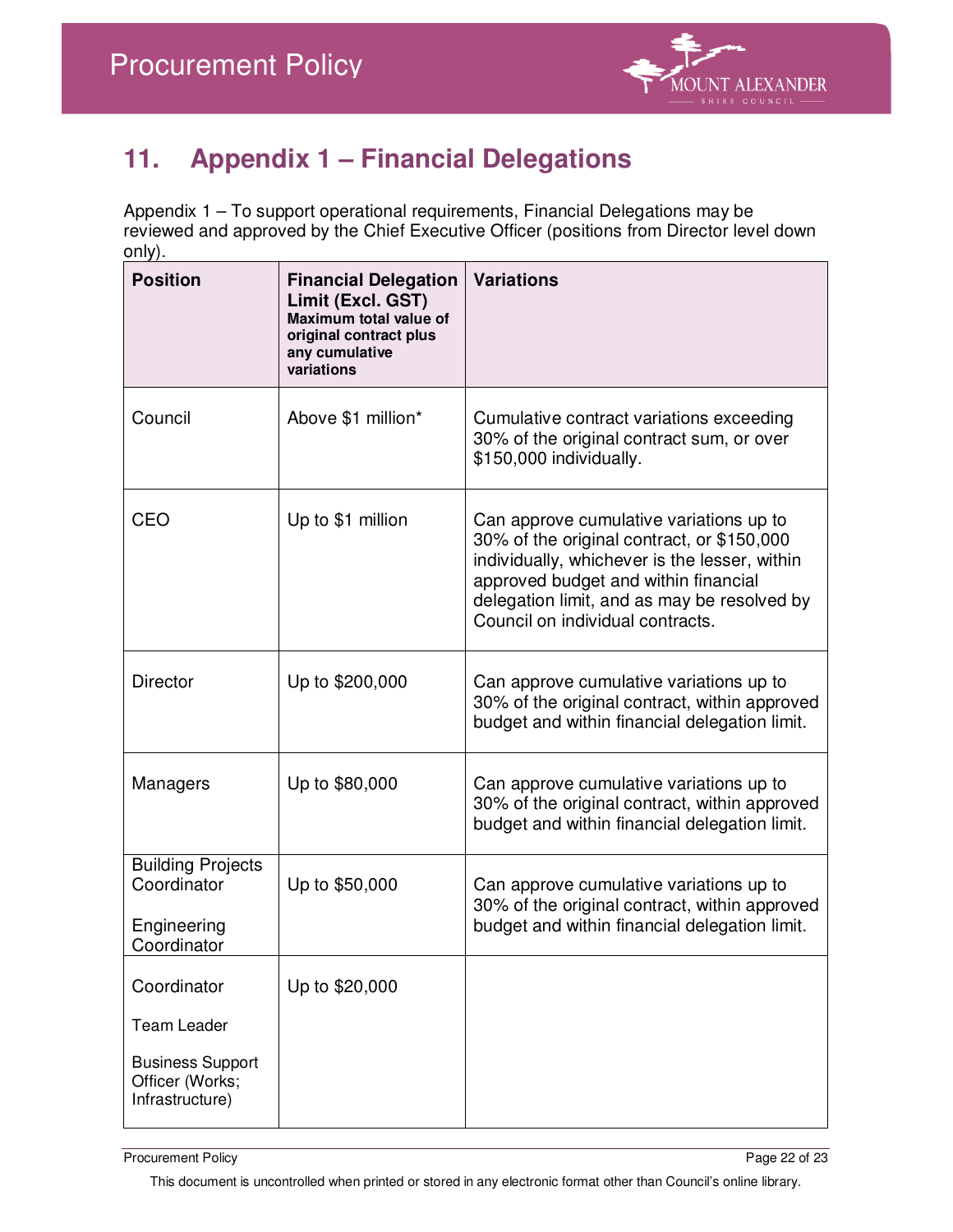# 11. Appendix 1 – Financial Delegations

Appendix 1 – To support operational requirements, Financial Delegations may be reviewed and approved by the Chief Executive Officer (positions from Director level down only).

| **Position** | **Financial Delegation Limit (Excl. GST)** **Maximum total value of original contract plus any cumulative variations** | **Variations** |
|---|---|---|
| Council | Above $1 million* | Cumulative contract variations exceeding 30% of the original contract sum, or over $150,000 individually. |
| CEO | Up to $1 million | Can approve cumulative variations up to 30% of the original contract, or $150,000 individually, whichever is the lesser, within approved budget and within financial delegation limit, and as may be resolved by Council on individual contracts. |
| Director | Up to $200,000 | Can approve cumulative variations up to 30% of the original contract, within approved budget and within financial delegation limit. |
| Managers | Up to $80,000 | Can approve cumulative variations up to 30% of the original contract, within approved budget and within financial delegation limit. |
| Building Projects Coordinator<br><br>Engineering Coordinator | Up to $50,000 | Can approve cumulative variations up to 30% of the original contract, within approved budget and within financial delegation limit. |
| Coordinator<br><br>Team Leader<br><br>Business Support Officer (Works; Infrastructure) | Up to $20,000 | |

This document is uncontrolled when printed or stored in any electronic format other than Council's online library.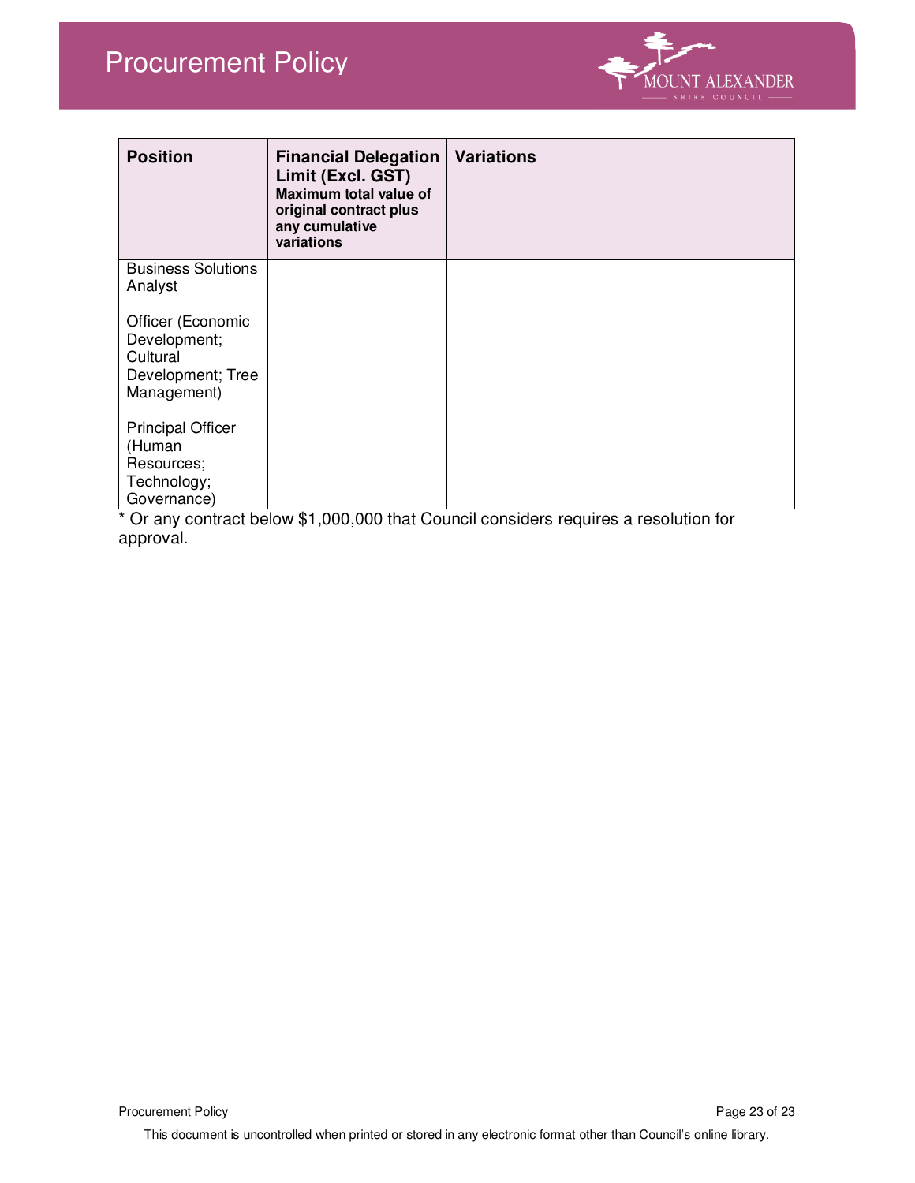| Position | Financial Delegation Limit (Excl. GST)<br>**Maximum total value of original contract plus any cumulative variations** | Variations |
|---|---|---|
| Business Solutions Analyst<br><br>Officer (Economic Development; Cultural Development; Tree Management)<br><br>Principal Officer (Human Resources; Technology; Governance) | | |

* Or any contract below $1,000,000 that Council considers requires a resolution for approval.